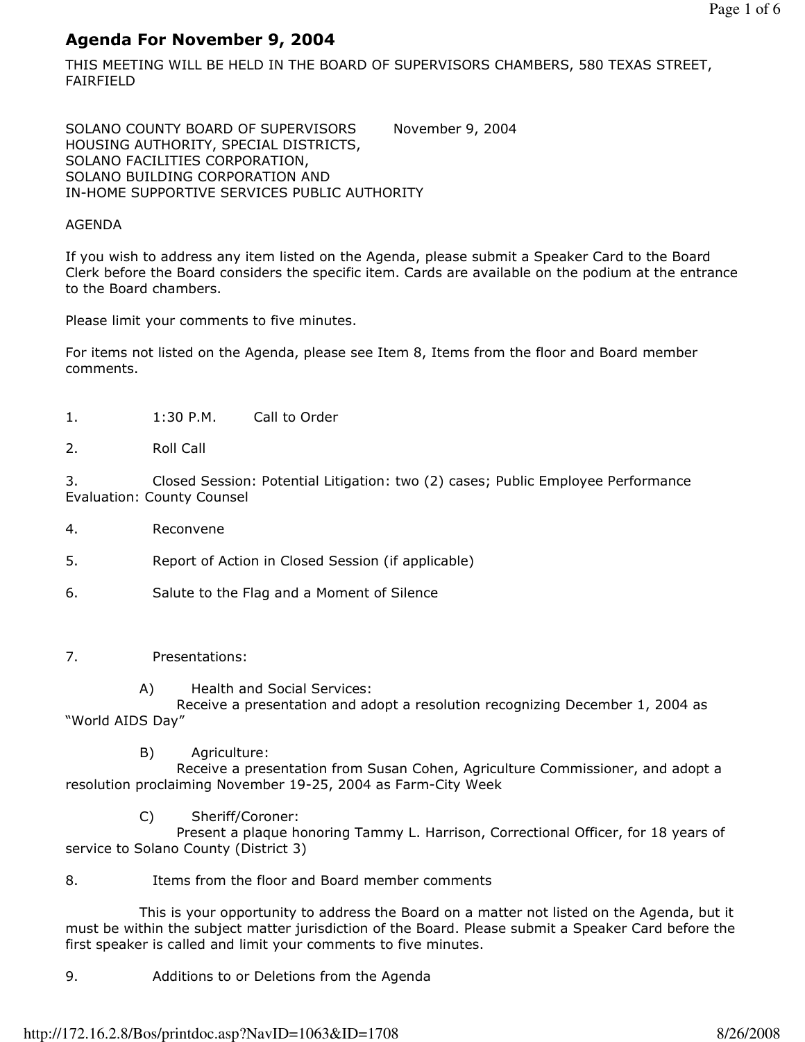# Agenda For November 9, 2004

THIS MEETING WILL BE HELD IN THE BOARD OF SUPERVISORS CHAMBERS, 580 TEXAS STREET, FAIRFIELD

SOLANO COUNTY BOARD OF SUPERVISORS November 9, 2004
HOUSING AUTHORITY, SPECIAL DISTRICTS,
SOLANO FACILITIES CORPORATION,
SOLANO BUILDING CORPORATION AND
IN-HOME SUPPORTIVE SERVICES PUBLIC AUTHORITY

AGENDA

If you wish to address any item listed on the Agenda, please submit a Speaker Card to the Board Clerk before the Board considers the specific item. Cards are available on the podium at the entrance to the Board chambers.

Please limit your comments to five minutes.

For items not listed on the Agenda, please see Item 8, Items from the floor and Board member comments.

1. 1:30 P.M. Call to Order

2. Roll Call

3. Closed Session: Potential Litigation: two (2) cases; Public Employee Performance Evaluation: County Counsel

4. Reconvene

5. Report of Action in Closed Session (if applicable)

6. Salute to the Flag and a Moment of Silence

7. Presentations:

   A) Health and Social Services:
   Receive a presentation and adopt a resolution recognizing December 1, 2004 as "World AIDS Day"

   B) Agriculture:
   Receive a presentation from Susan Cohen, Agriculture Commissioner, and adopt a resolution proclaiming November 19-25, 2004 as Farm-City Week

   C) Sheriff/Coroner:
   Present a plaque honoring Tammy L. Harrison, Correctional Officer, for 18 years of service to Solano County (District 3)

8. Items from the floor and Board member comments

   This is your opportunity to address the Board on a matter not listed on the Agenda, but it must be within the subject matter jurisdiction of the Board. Please submit a Speaker Card before the first speaker is called and limit your comments to five minutes.

9. Additions to or Deletions from the Agenda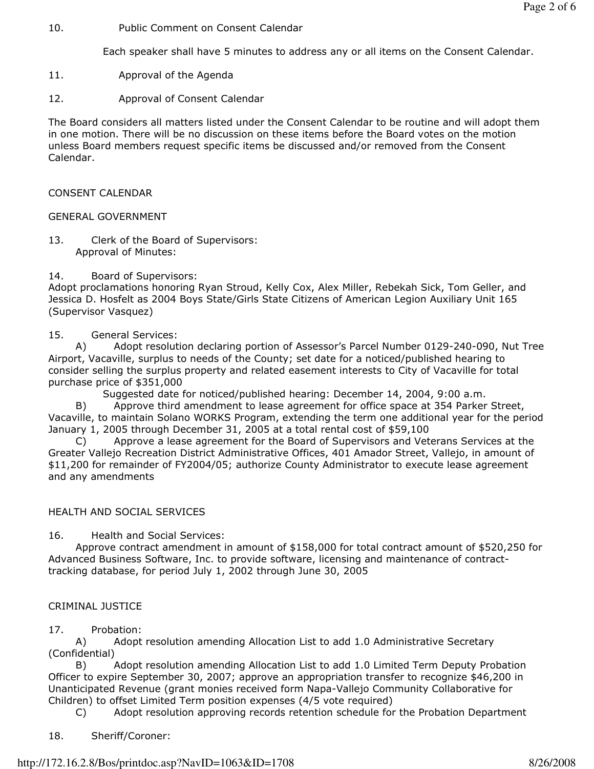10. Public Comment on Consent Calendar

    Each speaker shall have 5 minutes to address any or all items on the Consent Calendar.

11. Approval of the Agenda

12. Approval of Consent Calendar

The Board considers all matters listed under the Consent Calendar to be routine and will adopt them in one motion. There will be no discussion on these items before the Board votes on the motion unless Board members request specific items be discussed and/or removed from the Consent Calendar.

## CONSENT CALENDAR

### GENERAL GOVERNMENT

13. Clerk of the Board of Supervisors:
    Approval of Minutes:

14. Board of Supervisors:
Adopt proclamations honoring Ryan Stroud, Kelly Cox, Alex Miller, Rebekah Sick, Tom Geller, and Jessica D. Hosfelt as 2004 Boys State/Girls State Citizens of American Legion Auxiliary Unit 165 (Supervisor Vasquez)

15. General Services:
    A) Adopt resolution declaring portion of Assessor's Parcel Number 0129-240-090, Nut Tree Airport, Vacaville, surplus to needs of the County; set date for a noticed/published hearing to consider selling the surplus property and related easement interests to City of Vacaville for total purchase price of $351,000
        Suggested date for noticed/published hearing: December 14, 2004, 9:00 a.m.
    B) Approve third amendment to lease agreement for office space at 354 Parker Street, Vacaville, to maintain Solano WORKS Program, extending the term one additional year for the period January 1, 2005 through December 31, 2005 at a total rental cost of $59,100
    C) Approve a lease agreement for the Board of Supervisors and Veterans Services at the Greater Vallejo Recreation District Administrative Offices, 401 Amador Street, Vallejo, in amount of $11,200 for remainder of FY2004/05; authorize County Administrator to execute lease agreement and any amendments

### HEALTH AND SOCIAL SERVICES

16. Health and Social Services:
    Approve contract amendment in amount of $158,000 for total contract amount of $520,250 for Advanced Business Software, Inc. to provide software, licensing and maintenance of contract-tracking database, for period July 1, 2002 through June 30, 2005

### CRIMINAL JUSTICE

17. Probation:
    A) Adopt resolution amending Allocation List to add 1.0 Administrative Secretary (Confidential)
    B) Adopt resolution amending Allocation List to add 1.0 Limited Term Deputy Probation Officer to expire September 30, 2007; approve an appropriation transfer to recognize $46,200 in Unanticipated Revenue (grant monies received form Napa-Vallejo Community Collaborative for Children) to offset Limited Term position expenses (4/5 vote required)
    C) Adopt resolution approving records retention schedule for the Probation Department

18. Sheriff/Coroner: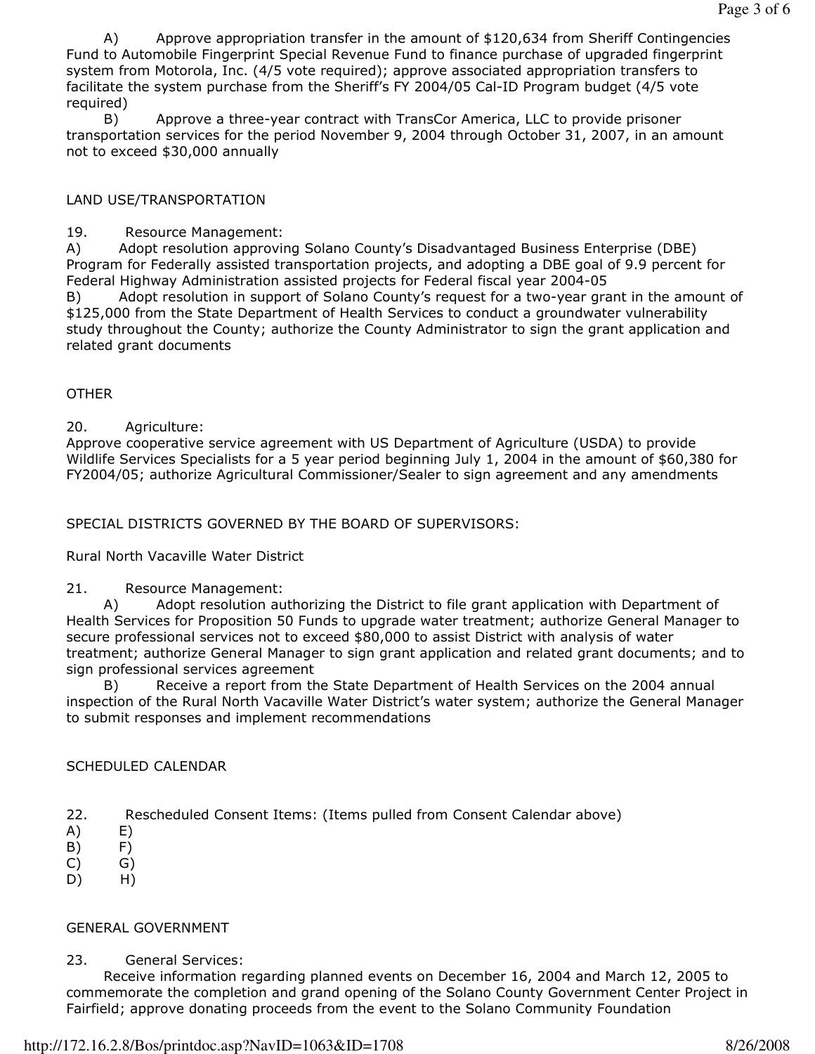A) Approve appropriation transfer in the amount of $120,634 from Sheriff Contingencies Fund to Automobile Fingerprint Special Revenue Fund to finance purchase of upgraded fingerprint system from Motorola, Inc. (4/5 vote required); approve associated appropriation transfers to facilitate the system purchase from the Sheriff's FY 2004/05 Cal-ID Program budget (4/5 vote required)

B) Approve a three-year contract with TransCor America, LLC to provide prisoner transportation services for the period November 9, 2004 through October 31, 2007, in an amount not to exceed $30,000 annually

LAND USE/TRANSPORTATION

19. Resource Management:

A) Adopt resolution approving Solano County's Disadvantaged Business Enterprise (DBE) Program for Federally assisted transportation projects, and adopting a DBE goal of 9.9 percent for Federal Highway Administration assisted projects for Federal fiscal year 2004-05

B) Adopt resolution in support of Solano County's request for a two-year grant in the amount of $125,000 from the State Department of Health Services to conduct a groundwater vulnerability study throughout the County; authorize the County Administrator to sign the grant application and related grant documents

OTHER

20. Agriculture:

Approve cooperative service agreement with US Department of Agriculture (USDA) to provide Wildlife Services Specialists for a 5 year period beginning July 1, 2004 in the amount of $60,380 for FY2004/05; authorize Agricultural Commissioner/Sealer to sign agreement and any amendments

SPECIAL DISTRICTS GOVERNED BY THE BOARD OF SUPERVISORS:

Rural North Vacaville Water District

21. Resource Management:

A) Adopt resolution authorizing the District to file grant application with Department of Health Services for Proposition 50 Funds to upgrade water treatment; authorize General Manager to secure professional services not to exceed $80,000 to assist District with analysis of water treatment; authorize General Manager to sign grant application and related grant documents; and to sign professional services agreement

B) Receive a report from the State Department of Health Services on the 2004 annual inspection of the Rural North Vacaville Water District's water system; authorize the General Manager to submit responses and implement recommendations

SCHEDULED CALENDAR

22. Rescheduled Consent Items: (Items pulled from Consent Calendar above)

A) E)
B) F)
C) G)
D) H)

GENERAL GOVERNMENT

23. General Services:

Receive information regarding planned events on December 16, 2004 and March 12, 2005 to commemorate the completion and grand opening of the Solano County Government Center Project in Fairfield; approve donating proceeds from the event to the Solano Community Foundation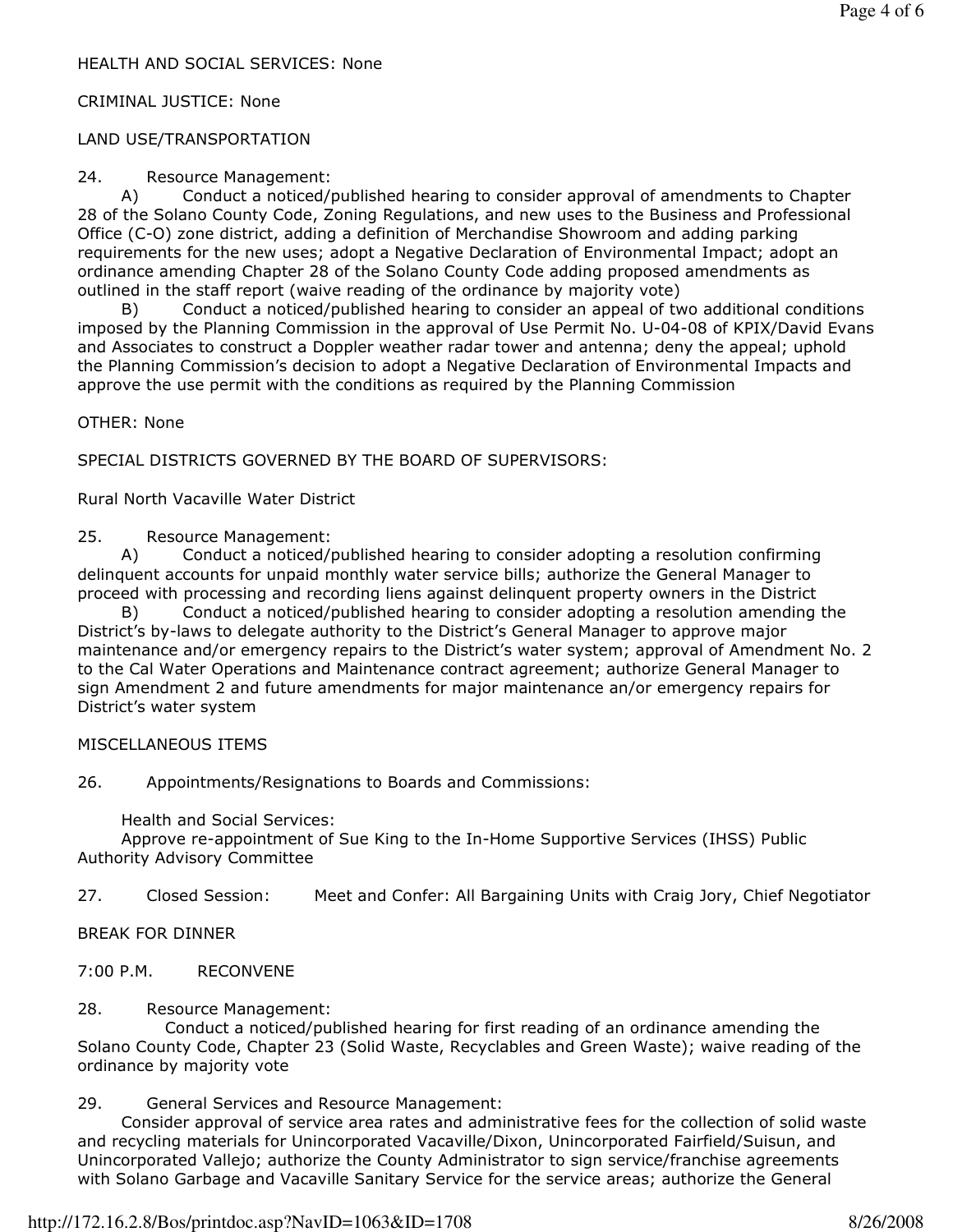HEALTH AND SOCIAL SERVICES: None

CRIMINAL JUSTICE: None

LAND USE/TRANSPORTATION

24. Resource Management:

A) Conduct a noticed/published hearing to consider approval of amendments to Chapter 28 of the Solano County Code, Zoning Regulations, and new uses to the Business and Professional Office (C-O) zone district, adding a definition of Merchandise Showroom and adding parking requirements for the new uses; adopt a Negative Declaration of Environmental Impact; adopt an ordinance amending Chapter 28 of the Solano County Code adding proposed amendments as outlined in the staff report (waive reading of the ordinance by majority vote)

B) Conduct a noticed/published hearing to consider an appeal of two additional conditions imposed by the Planning Commission in the approval of Use Permit No. U-04-08 of KPIX/David Evans and Associates to construct a Doppler weather radar tower and antenna; deny the appeal; uphold the Planning Commission's decision to adopt a Negative Declaration of Environmental Impacts and approve the use permit with the conditions as required by the Planning Commission

OTHER: None

SPECIAL DISTRICTS GOVERNED BY THE BOARD OF SUPERVISORS:

Rural North Vacaville Water District

25. Resource Management:

A) Conduct a noticed/published hearing to consider adopting a resolution confirming delinquent accounts for unpaid monthly water service bills; authorize the General Manager to proceed with processing and recording liens against delinquent property owners in the District

B) Conduct a noticed/published hearing to consider adopting a resolution amending the District's by-laws to delegate authority to the District's General Manager to approve major maintenance and/or emergency repairs to the District's water system; approval of Amendment No. 2 to the Cal Water Operations and Maintenance contract agreement; authorize General Manager to sign Amendment 2 and future amendments for major maintenance an/or emergency repairs for District's water system

MISCELLANEOUS ITEMS

26. Appointments/Resignations to Boards and Commissions:

Health and Social Services:
Approve re-appointment of Sue King to the In-Home Supportive Services (IHSS) Public Authority Advisory Committee

27. Closed Session: Meet and Confer: All Bargaining Units with Craig Jory, Chief Negotiator

BREAK FOR DINNER

7:00 P.M. RECONVENE

28. Resource Management:

Conduct a noticed/published hearing for first reading of an ordinance amending the Solano County Code, Chapter 23 (Solid Waste, Recyclables and Green Waste); waive reading of the ordinance by majority vote

29. General Services and Resource Management:

Consider approval of service area rates and administrative fees for the collection of solid waste and recycling materials for Unincorporated Vacaville/Dixon, Unincorporated Fairfield/Suisun, and Unincorporated Vallejo; authorize the County Administrator to sign service/franchise agreements with Solano Garbage and Vacaville Sanitary Service for the service areas; authorize the General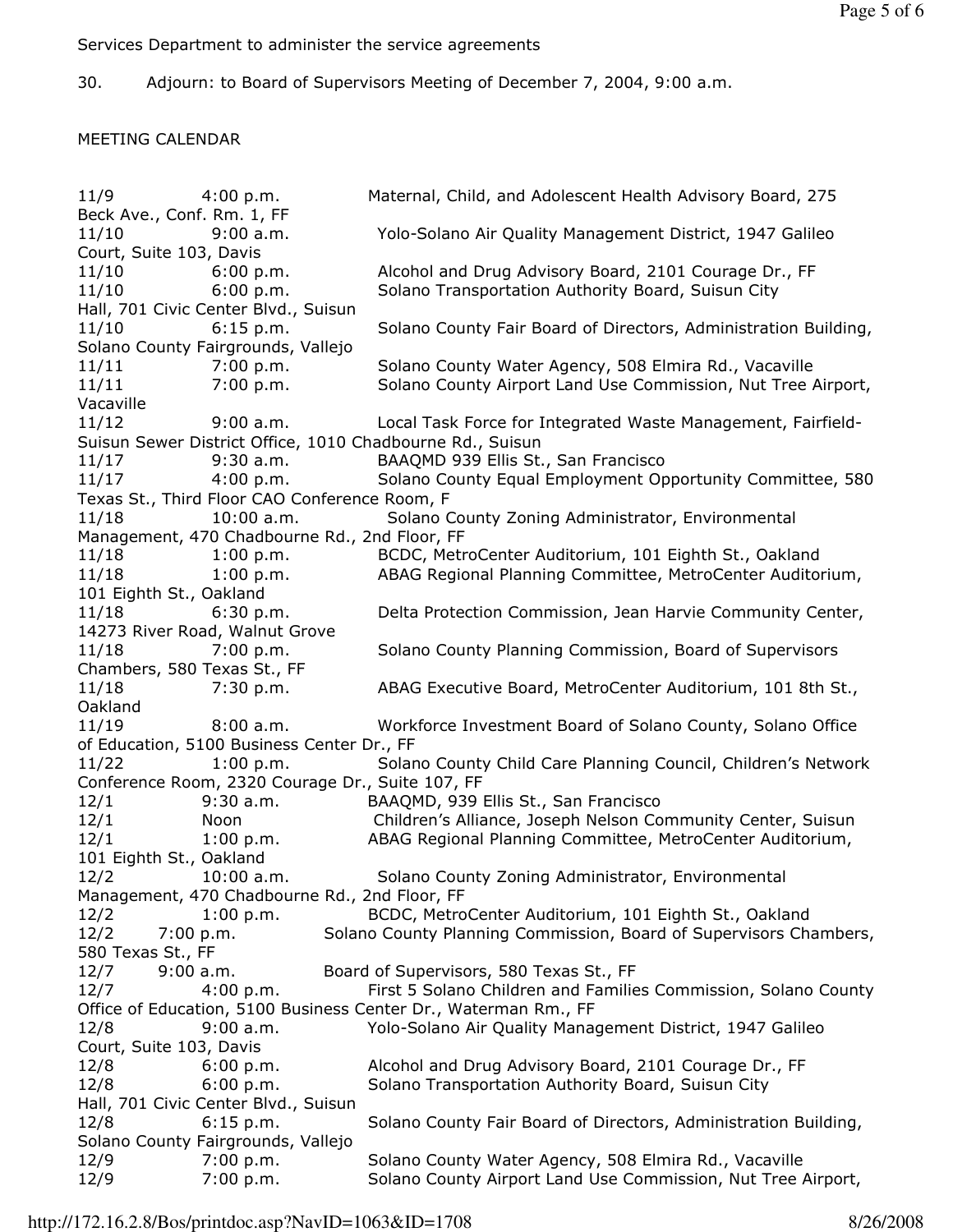Services Department to administer the service agreements

30. Adjourn: to Board of Supervisors Meeting of December 7, 2004, 9:00 a.m.

MEETING CALENDAR

| Date | Time | Meeting |
|---|---|---|
| 11/9 | 4:00 p.m. | Maternal, Child, and Adolescent Health Advisory Board, 275 Beck Ave., Conf. Rm. 1, FF |
| 11/10 | 9:00 a.m. | Yolo-Solano Air Quality Management District, 1947 Galileo Court, Suite 103, Davis |
| 11/10 | 6:00 p.m. | Alcohol and Drug Advisory Board, 2101 Courage Dr., FF |
| 11/10 | 6:00 p.m. | Solano Transportation Authority Board, Suisun City Hall, 701 Civic Center Blvd., Suisun |
| 11/10 | 6:15 p.m. | Solano County Fair Board of Directors, Administration Building, Solano County Fairgrounds, Vallejo |
| 11/11 | 7:00 p.m. | Solano County Water Agency, 508 Elmira Rd., Vacaville |
| 11/11 | 7:00 p.m. | Solano County Airport Land Use Commission, Nut Tree Airport, Vacaville |
| 11/12 | 9:00 a.m. | Local Task Force for Integrated Waste Management, Fairfield-Suisun Sewer District Office, 1010 Chadbourne Rd., Suisun |
| 11/17 | 9:30 a.m. | BAAQMD 939 Ellis St., San Francisco |
| 11/17 | 4:00 p.m. | Solano County Equal Employment Opportunity Committee, 580 Texas St., Third Floor CAO Conference Room, F |
| 11/18 | 10:00 a.m. | Solano County Zoning Administrator, Environmental Management, 470 Chadbourne Rd., 2nd Floor, FF |
| 11/18 | 1:00 p.m. | BCDC, MetroCenter Auditorium, 101 Eighth St., Oakland |
| 11/18 | 1:00 p.m. | ABAG Regional Planning Committee, MetroCenter Auditorium, 101 Eighth St., Oakland |
| 11/18 | 6:30 p.m. | Delta Protection Commission, Jean Harvie Community Center, 14273 River Road, Walnut Grove |
| 11/18 | 7:00 p.m. | Solano County Planning Commission, Board of Supervisors Chambers, 580 Texas St., FF |
| 11/18 | 7:30 p.m. | ABAG Executive Board, MetroCenter Auditorium, 101 8th St., Oakland |
| 11/19 | 8:00 a.m. | Workforce Investment Board of Solano County, Solano Office of Education, 5100 Business Center Dr., FF |
| 11/22 | 1:00 p.m. | Solano County Child Care Planning Council, Children's Network Conference Room, 2320 Courage Dr., Suite 107, FF |
| 12/1 | 9:30 a.m. | BAAQMD, 939 Ellis St., San Francisco |
| 12/1 | Noon | Children's Alliance, Joseph Nelson Community Center, Suisun |
| 12/1 | 1:00 p.m. | ABAG Regional Planning Committee, MetroCenter Auditorium, 101 Eighth St., Oakland |
| 12/2 | 10:00 a.m. | Solano County Zoning Administrator, Environmental Management, 470 Chadbourne Rd., 2nd Floor, FF |
| 12/2 | 1:00 p.m. | BCDC, MetroCenter Auditorium, 101 Eighth St., Oakland |
| 12/2 | 7:00 p.m. | Solano County Planning Commission, Board of Supervisors Chambers, 580 Texas St., FF |
| 12/7 | 9:00 a.m. | Board of Supervisors, 580 Texas St., FF |
| 12/7 | 4:00 p.m. | First 5 Solano Children and Families Commission, Solano County Office of Education, 5100 Business Center Dr., Waterman Rm., FF |
| 12/8 | 9:00 a.m. | Yolo-Solano Air Quality Management District, 1947 Galileo Court, Suite 103, Davis |
| 12/8 | 6:00 p.m. | Alcohol and Drug Advisory Board, 2101 Courage Dr., FF |
| 12/8 | 6:00 p.m. | Solano Transportation Authority Board, Suisun City Hall, 701 Civic Center Blvd., Suisun |
| 12/8 | 6:15 p.m. | Solano County Fair Board of Directors, Administration Building, Solano County Fairgrounds, Vallejo |
| 12/9 | 7:00 p.m. | Solano County Water Agency, 508 Elmira Rd., Vacaville |
| 12/9 | 7:00 p.m. | Solano County Airport Land Use Commission, Nut Tree Airport, |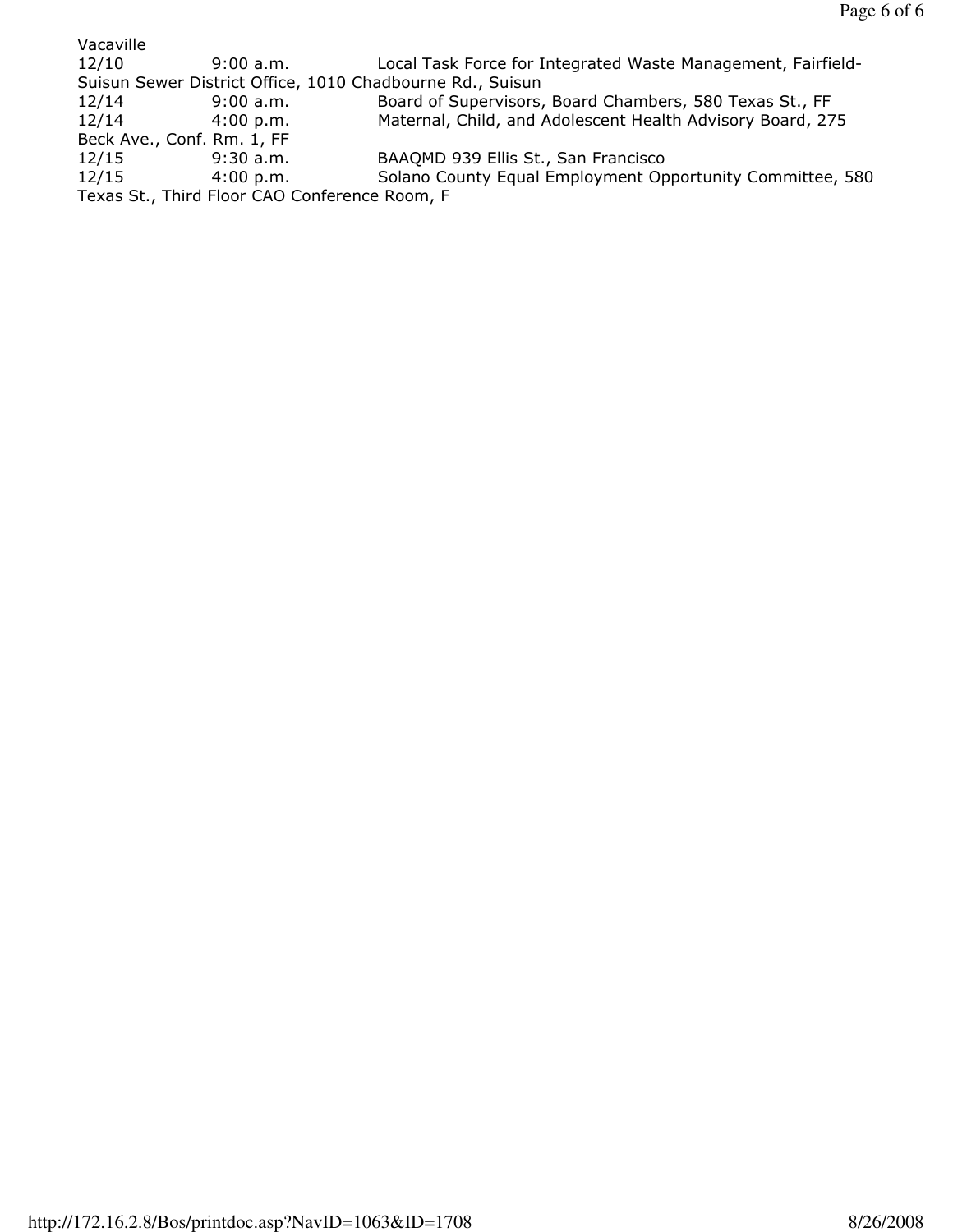Vacaville

12/10 9:00 a.m. Local Task Force for Integrated Waste Management, Fairfield-Suisun Sewer District Office, 1010 Chadbourne Rd., Suisun

12/14 9:00 a.m. Board of Supervisors, Board Chambers, 580 Texas St., FF

12/14 4:00 p.m. Maternal, Child, and Adolescent Health Advisory Board, 275 Beck Ave., Conf. Rm. 1, FF

12/15 9:30 a.m. BAAQMD 939 Ellis St., San Francisco

12/15 4:00 p.m. Solano County Equal Employment Opportunity Committee, 580 Texas St., Third Floor CAO Conference Room, F